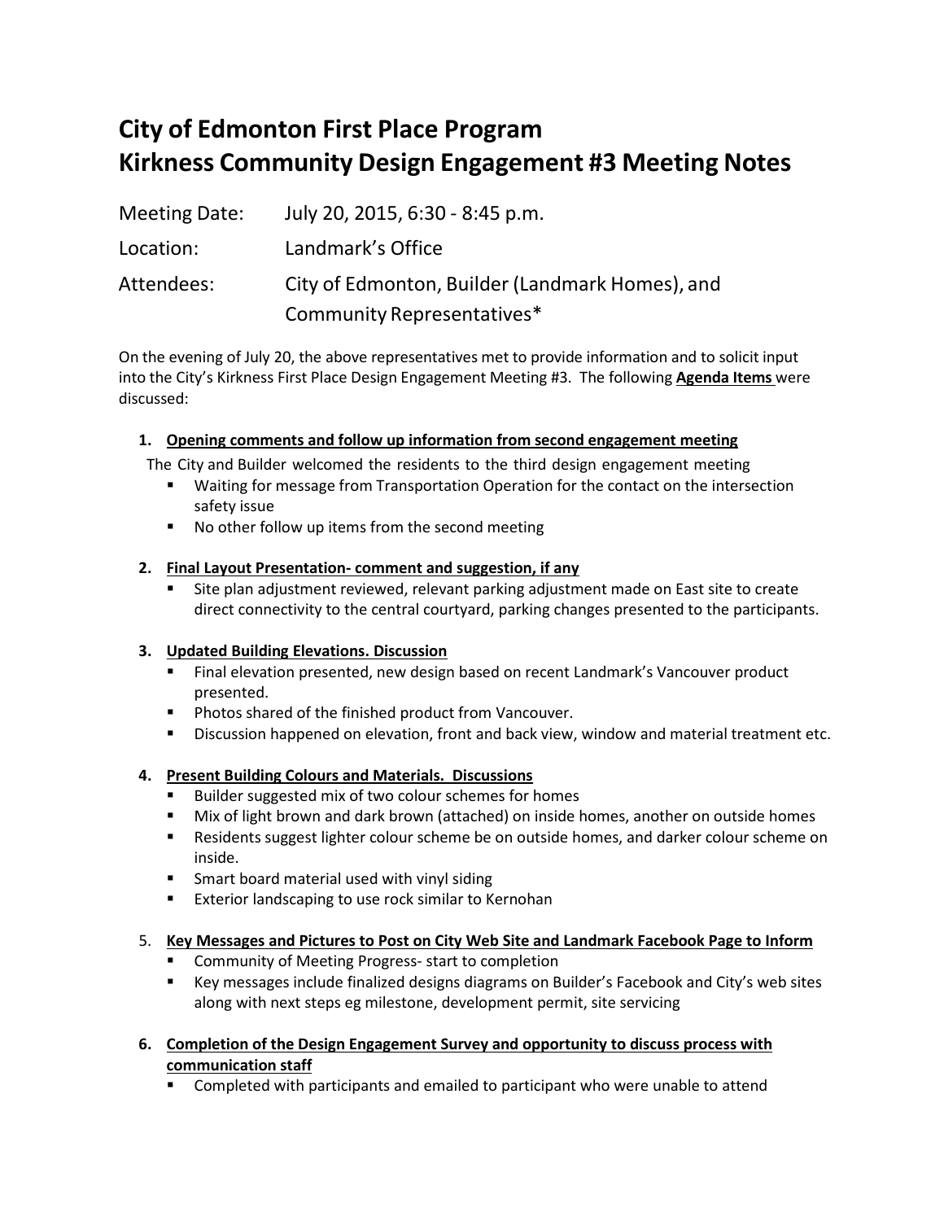# City of Edmonton First Place Program
# Kirkness Community Design Engagement #3 Meeting Notes

Meeting Date: July 20, 2015, 6:30 - 8:45 p.m.

Location: Landmark's Office

Attendees: City of Edmonton, Builder (Landmark Homes), and Community Representatives*

On the evening of July 20, the above representatives met to provide information and to solicit input into the City's Kirkness First Place Design Engagement Meeting #3. The following **Agenda Items** were discussed:

1. **Opening comments and follow up information from second engagement meeting**

   The City and Builder welcomed the residents to the third design engagement meeting
   - Waiting for message from Transportation Operation for the contact on the intersection safety issue
   - No other follow up items from the second meeting

2. **Final Layout Presentation- comment and suggestion, if any**
   - Site plan adjustment reviewed, relevant parking adjustment made on East site to create direct connectivity to the central courtyard, parking changes presented to the participants.

3. **Updated Building Elevations. Discussion**
   - Final elevation presented, new design based on recent Landmark's Vancouver product presented.
   - Photos shared of the finished product from Vancouver.
   - Discussion happened on elevation, front and back view, window and material treatment etc.

4. **Present Building Colours and Materials. Discussions**
   - Builder suggested mix of two colour schemes for homes
   - Mix of light brown and dark brown (attached) on inside homes, another on outside homes
   - Residents suggest lighter colour scheme be on outside homes, and darker colour scheme on inside.
   - Smart board material used with vinyl siding
   - Exterior landscaping to use rock similar to Kernohan

5. **Key Messages and Pictures to Post on City Web Site and Landmark Facebook Page to Inform**
   - Community of Meeting Progress- start to completion
   - Key messages include finalized designs diagrams on Builder's Facebook and City's web sites along with next steps eg milestone, development permit, site servicing

6. **Completion of the Design Engagement Survey and opportunity to discuss process with communication staff**
   - Completed with participants and emailed to participant who were unable to attend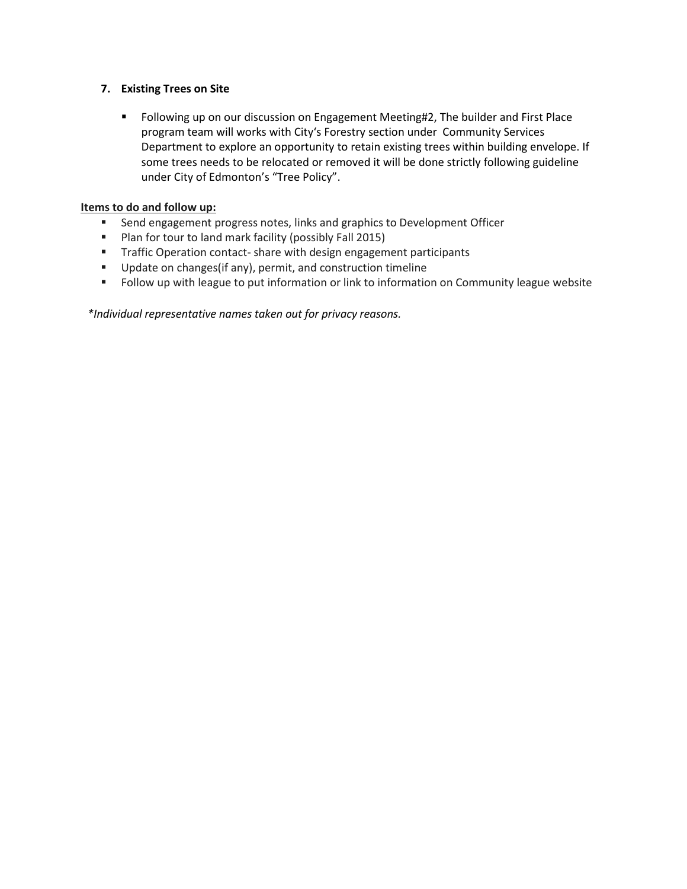### 7. Existing Trees on Site

- Following up on our discussion on Engagement Meeting#2, The builder and First Place program team will works with City's Forestry section under Community Services Department to explore an opportunity to retain existing trees within building envelope. If some trees needs to be relocated or removed it will be done strictly following guideline under City of Edmonton's "Tree Policy".

**Items to do and follow up:**

- Send engagement progress notes, links and graphics to Development Officer
- Plan for tour to land mark facility (possibly Fall 2015)
- Traffic Operation contact- share with design engagement participants
- Update on changes(if any), permit, and construction timeline
- Follow up with league to put information or link to information on Community league website

*\*Individual representative names taken out for privacy reasons.*